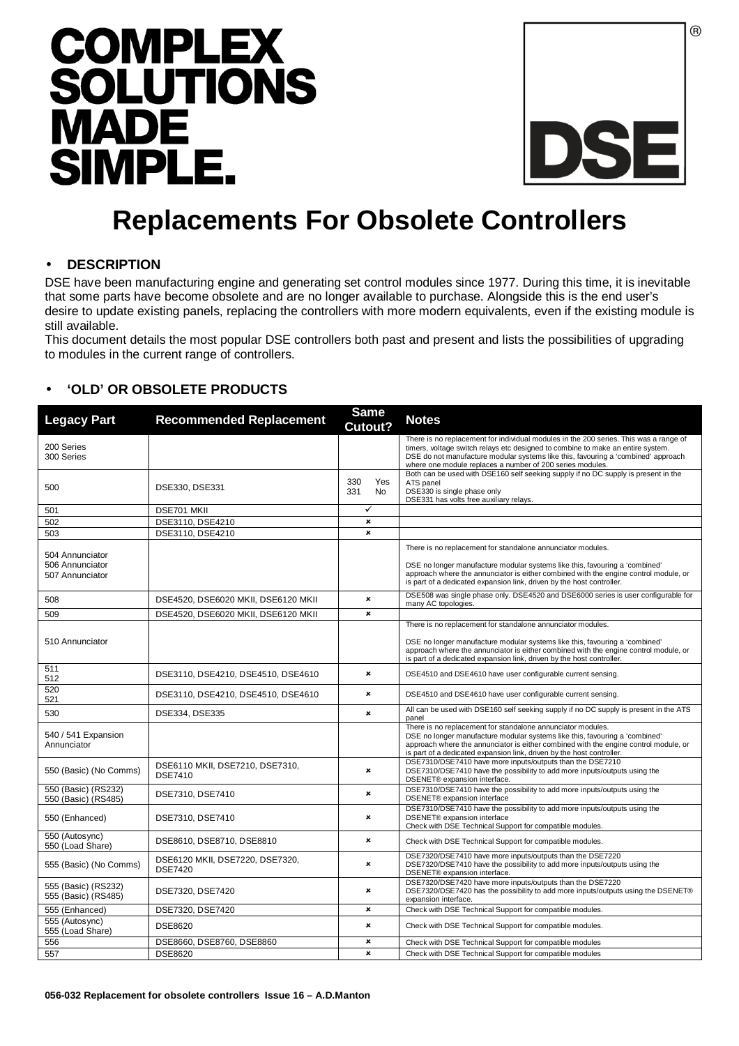# COMPLEX SOLUTIONS MADE SIMPLE.

DSE®

# Replacements For Obsolete Controllers

## • DESCRIPTION

DSE have been manufacturing engine and generating set control modules since 1977. During this time, it is inevitable that some parts have become obsolete and are no longer available to purchase. Alongside this is the end user's desire to update existing panels, replacing the controllers with more modern equivalents, even if the existing module is still available.

This document details the most popular DSE controllers both past and present and lists the possibilities of upgrading to modules in the current range of controllers.

## • 'OLD' OR OBSOLETE PRODUCTS

| Legacy Part | Recommended Replacement | Same Cutout? | Notes |
|---|---|---|---|
| 200 Series<br>300 Series | | | There is no replacement for individual modules in the 200 series. This was a range of timers, voltage switch relays etc designed to combine to make an entire system.<br>DSE do not manufacture modular systems like this, favouring a 'combined' approach where one module replaces a number of 200 series modules. |
| 500 | DSE330, DSE331 | 330 Yes<br>331 No | Both can be used with DSE160 self seeking supply if no DC supply is present in the ATS panel<br>DSE330 is single phase only<br>DSE331 has volts free auxiliary relays. |
| 501 | DSE701 MKII | ✓ | |
| 502 | DSE3110, DSE4210 | ✗ | |
| 503 | DSE3110, DSE4210 | ✗ | |
| 504 Annunciator<br>506 Annunciator<br>507 Annunciator | | | There is no replacement for standalone annunciator modules.<br><br>DSE no longer manufacture modular systems like this, favouring a 'combined' approach where the annunciator is either combined with the engine control module, or is part of a dedicated expansion link, driven by the host controller. |
| 508 | DSE4520, DSE6020 MKII, DSE6120 MKII | ✗ | DSE508 was single phase only. DSE4520 and DSE6000 series is user configurable for many AC topologies. |
| 509 | DSE4520, DSE6020 MKII, DSE6120 MKII | ✗ | |
| 510 Annunciator | | | There is no replacement for standalone annunciator modules.<br><br>DSE no longer manufacture modular systems like this, favouring a 'combined' approach where the annunciator is either combined with the engine control module, or is part of a dedicated expansion link, driven by the host controller. |
| 511<br>512 | DSE3110, DSE4210, DSE4510, DSE4610 | ✗ | DSE4510 and DSE4610 have user configurable current sensing. |
| 520<br>521 | DSE3110, DSE4210, DSE4510, DSE4610 | ✗ | DSE4510 and DSE4610 have user configurable current sensing. |
| 530 | DSE334, DSE335 | ✗ | All can be used with DSE160 self seeking supply if no DC supply is present in the ATS panel |
| 540 / 541 Expansion Annunciator | | | There is no replacement for standalone annunciator modules.<br>DSE no longer manufacture modular systems like this, favouring a 'combined' approach where the annunciator is either combined with the engine control module, or is part of a dedicated expansion link, driven by the host controller. |
| 550 (Basic) (No Comms) | DSE6110 MKII, DSE7210, DSE7310, DSE7410 | ✗ | DSE7310/DSE7410 have more inputs/outputs than the DSE7210<br>DSE7310/DSE7410 have the possibility to add more inputs/outputs using the DSENET® expansion interface. |
| 550 (Basic) (RS232)<br>550 (Basic) (RS485) | DSE7310, DSE7410 | ✗ | DSE7310/DSE7410 have the possibility to add more inputs/outputs using the DSENET® expansion interface |
| 550 (Enhanced) | DSE7310, DSE7410 | ✗ | DSE7310/DSE7410 have the possibility to add more inputs/outputs using the DSENET® expansion interface<br>Check with DSE Technical Support for compatible modules. |
| 550 (Autosync)<br>550 (Load Share) | DSE8610, DSE8710, DSE8810 | ✗ | Check with DSE Technical Support for compatible modules. |
| 555 (Basic) (No Comms) | DSE6120 MKII, DSE7220, DSE7320, DSE7420 | ✗ | DSE7320/DSE7410 have more inputs/outputs than the DSE7220<br>DSE7320/DSE7410 have the possibility to add more inputs/outputs using the DSENET® expansion interface. |
| 555 (Basic) (RS232)<br>555 (Basic) (RS485) | DSE7320, DSE7420 | ✗ | DSE7320/DSE7420 have more inputs/outputs than the DSE7220<br>DSE7320/DSE7420 has the possibility to add more inputs/outputs using the DSENET® expansion interface. |
| 555 (Enhanced) | DSE7320, DSE7420 | ✗ | Check with DSE Technical Support for compatible modules. |
| 555 (Autosync)<br>555 (Load Share) | DSE8620 | ✗ | Check with DSE Technical Support for compatible modules. |
| 556 | DSE8660, DSE8760, DSE8860 | ✗ | Check with DSE Technical Support for compatible modules |
| 557 | DSE8620 | ✗ | Check with DSE Technical Support for compatible modules |

056-032 Replacement for obsolete controllers Issue 16 – A.D.Manton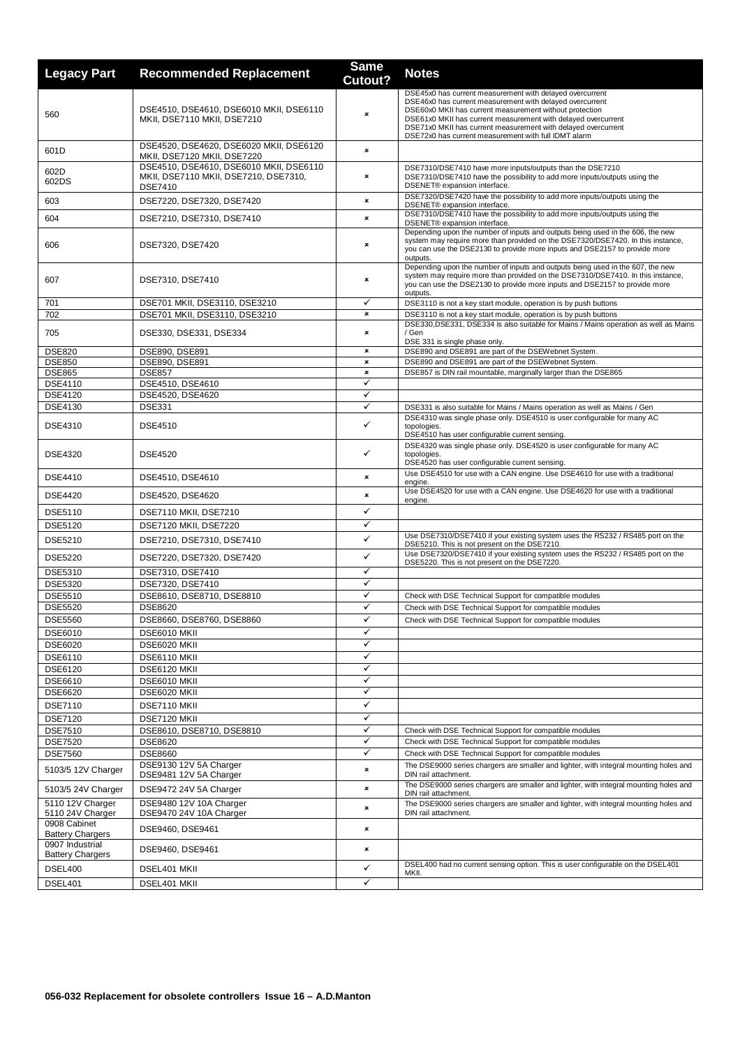| Legacy Part | Recommended Replacement | Same Cutout? | Notes |
|---|---|---|---|
| 560 | DSE4510, DSE4610, DSE6010 MKII, DSE6110 MKII, DSE7110 MKII, DSE7210 | × | DSE45x0 has current measurement with delayed overcurrent<br>DSE46x0 has current measurement with delayed overcurrent<br>DSE60x0 MKII has current measurement without protection<br>DSE61x0 MKII has current measurement with delayed overcurrent<br>DSE71x0 MKII has current measurement with delayed overcurrent<br>DSE72x0 has current measurement with full IDMT alarm |
| 601D | DSE4520, DSE4620, DSE6020 MKII, DSE6120 MKII, DSE7120 MKII, DSE7220 | × | |
| 602D<br>602DS | DSE4510, DSE4610, DSE6010 MKII, DSE6110 MKII, DSE7110 MKII, DSE7210, DSE7310, DSE7410 | × | DSE7310/DSE7410 have more inputs/outputs than the DSE7210<br>DSE7310/DSE7410 have the possibility to add more inputs/outputs using the DSENET® expansion interface. |
| 603 | DSE7220, DSE7320, DSE7420 | × | DSE7320/DSE7420 have the possibility to add more inputs/outputs using the DSENET® expansion interface. |
| 604 | DSE7210, DSE7310, DSE7410 | × | DSE7310/DSE7410 have the possibility to add more inputs/outputs using the DSENET® expansion interface. |
| 606 | DSE7320, DSE7420 | × | Depending upon the number of inputs and outputs being used in the 606, the new system may require more than provided on the DSE7320/DSE7420. In this instance, you can use the DSE2130 to provide more inputs and DSE2157 to provide more outputs. |
| 607 | DSE7310, DSE7410 | × | Depending upon the number of inputs and outputs being used in the 607, the new system may require more than provided on the DSE7310/DSE7410. In this instance, you can use the DSE2130 to provide more inputs and DSE2157 to provide more outputs. |
| 701 | DSE701 MKII, DSE3110, DSE3210 | ✓ | DSE3110 is not a key start module, operation is by push buttons |
| 702 | DSE701 MKII, DSE3110, DSE3210 | × | DSE3110 is not a key start module, operation is by push buttons |
| 705 | DSE330, DSE331, DSE334 | × | DSE330,DSE331, DSE334 is also suitable for Mains / Mains operation as well as Mains / Gen<br>DSE 331 is single phase only. |
| DSE820 | DSE890, DSE891 | × | DSE890 and DSE891 are part of the DSEWebnet System. |
| DSE850 | DSE890, DSE891 | × | DSE890 and DSE891 are part of the DSEWebnet System. |
| DSE865 | DSE857 | × | DSE857 is DIN rail mountable, marginally larger than the DSE865 |
| DSE4110 | DSE4510, DSE4610 | ✓ | |
| DSE4120 | DSE4520, DSE4620 | ✓ | |
| DSE4130 | DSE331 | ✓ | DSE331 is also suitable for Mains / Mains operation as well as Mains / Gen |
| DSE4310 | DSE4510 | ✓ | DSE4310 was single phase only. DSE4510 is user configurable for many AC topologies.<br>DSE4510 has user configurable current sensing. |
| DSE4320 | DSE4520 | ✓ | DSE4320 was single phase only. DSE4520 is user configurable for many AC topologies.<br>DSE4520 has user configurable current sensing. |
| DSE4410 | DSE4510, DSE4610 | × | Use DSE4510 for use with a CAN engine. Use DSE4610 for use with a traditional engine. |
| DSE4420 | DSE4520, DSE4620 | × | Use DSE4520 for use with a CAN engine. Use DSE4620 for use with a traditional engine. |
| DSE5110 | DSE7110 MKII, DSE7210 | ✓ | |
| DSE5120 | DSE7120 MKII, DSE7220 | ✓ | |
| DSE5210 | DSE7210, DSE7310, DSE7410 | ✓ | Use DSE7310/DSE7410 if your existing system uses the RS232 / RS485 port on the DSE5210. This is not present on the DSE7210. |
| DSE5220 | DSE7220, DSE7320, DSE7420 | ✓ | Use DSE7320/DSE7420 if your existing system uses the RS232 / RS485 port on the DSE5220. This is not present on the DSE7220. |
| DSE5310 | DSE7310, DSE7410 | ✓ | |
| DSE5320 | DSE7320, DSE7410 | ✓ | |
| DSE5510 | DSE8610, DSE8710, DSE8810 | ✓ | Check with DSE Technical Support for compatible modules |
| DSE5520 | DSE8620 | ✓ | Check with DSE Technical Support for compatible modules |
| DSE5560 | DSE8660, DSE8760, DSE8860 | ✓ | Check with DSE Technical Support for compatible modules |
| DSE6010 | DSE6010 MKII | ✓ | |
| DSE6020 | DSE6020 MKII | ✓ | |
| DSE6110 | DSE6110 MKII | ✓ | |
| DSE6120 | DSE6120 MKII | ✓ | |
| DSE6610 | DSE6010 MKII | ✓ | |
| DSE6620 | DSE6020 MKII | ✓ | |
| DSE7110 | DSE7110 MKII | ✓ | |
| DSE7120 | DSE7120 MKII | ✓ | |
| DSE7510 | DSE8610, DSE8710, DSE8810 | ✓ | Check with DSE Technical Support for compatible modules |
| DSE7520 | DSE8620 | ✓ | Check with DSE Technical Support for compatible modules |
| DSE7560 | DSE8660 | ✓ | Check with DSE Technical Support for compatible modules |
| 5103/5 12V Charger | DSE9130 12V 5A Charger<br>DSE9481 12V 5A Charger | × | The DSE9000 series chargers are smaller and lighter, with integral mounting holes and DIN rail attachment. |
| 5103/5 24V Charger | DSE9472 24V 5A Charger | × | The DSE9000 series chargers are smaller and lighter, with integral mounting holes and DIN rail attachment. |
| 5110 12V Charger<br>5110 24V Charger | DSE9480 12V 10A Charger<br>DSE9470 24V 10A Charger | × | The DSE9000 series chargers are smaller and lighter, with integral mounting holes and DIN rail attachment. |
| 0908 Cabinet Battery Chargers | DSE9460, DSE9461 | × | |
| 0907 Industrial Battery Chargers | DSE9460, DSE9461 | × | |
| DSEL400 | DSEL401 MKII | ✓ | DSEL400 had no current sensing option. This is user configurable on the DSEL401 MKII. |
| DSEL401 | DSEL401 MKII | ✓ | |

**056-032 Replacement for obsolete controllers Issue 16 – A.D.Manton**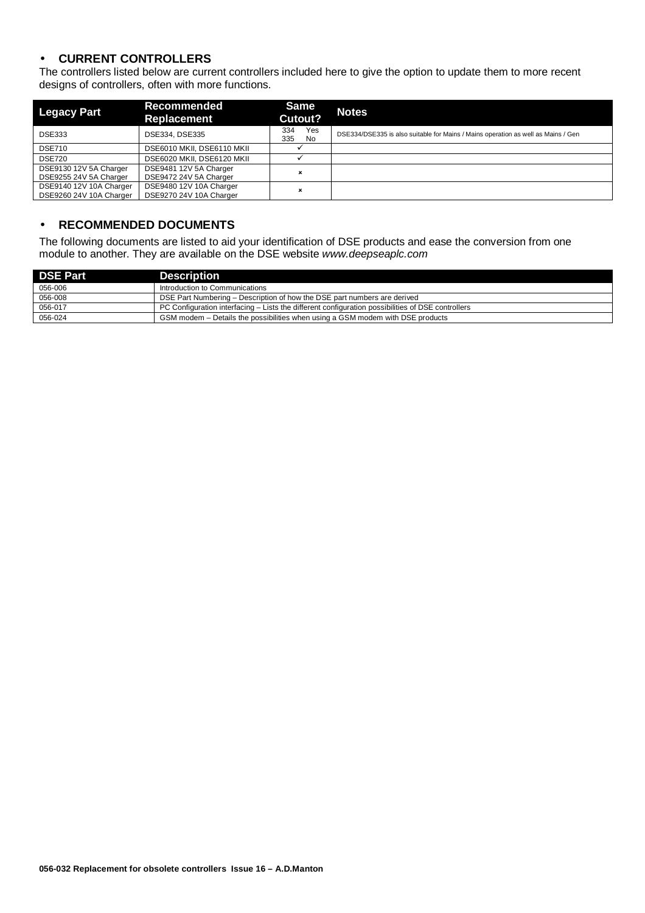- **CURRENT CONTROLLERS**

The controllers listed below are current controllers included here to give the option to update them to more recent designs of controllers, often with more functions.

| Legacy Part | Recommended Replacement | Same Cutout? | Notes |
|---|---|---|---|
| DSE333 | DSE334, DSE335 | 334 Yes<br>335 No | DSE334/DSE335 is also suitable for Mains / Mains operation as well as Mains / Gen |
| DSE710 | DSE6010 MKII, DSE6110 MKII | ✓ | |
| DSE720 | DSE6020 MKII, DSE6120 MKII | ✓ | |
| DSE9130 12V 5A Charger<br>DSE9255 24V 5A Charger | DSE9481 12V 5A Charger<br>DSE9472 24V 5A Charger | × | |
| DSE9140 12V 10A Charger<br>DSE9260 24V 10A Charger | DSE9480 12V 10A Charger<br>DSE9270 24V 10A Charger | × | |

- **RECOMMENDED DOCUMENTS**

The following documents are listed to aid your identification of DSE products and ease the conversion from one module to another. They are available on the DSE website *www.deepseaplc.com*

| DSE Part | Description |
|---|---|
| 056-006 | Introduction to Communications |
| 056-008 | DSE Part Numbering – Description of how the DSE part numbers are derived |
| 056-017 | PC Configuration interfacing – Lists the different configuration possibilities of DSE controllers |
| 056-024 | GSM modem – Details the possibilities when using a GSM modem with DSE products |